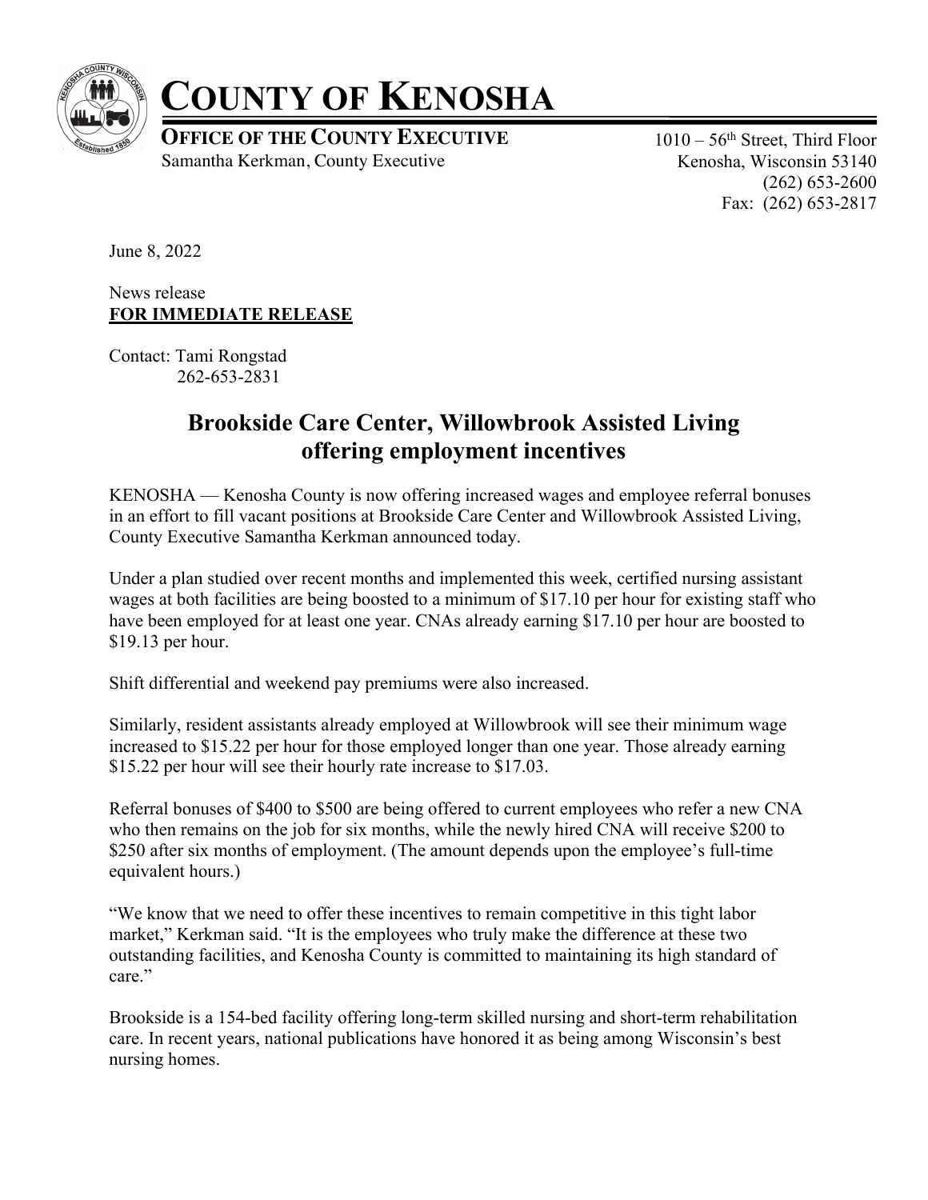# COUNTY OF KENOSHA

**OFFICE OF THE COUNTY EXECUTIVE**
Samantha Kerkman, County Executive

1010 – 56th Street, Third Floor
Kenosha, Wisconsin 53140
(262) 653-2600
Fax: (262) 653-2817

June 8, 2022

News release
**FOR IMMEDIATE RELEASE**

Contact: Tami Rongstad
262-653-2831

## Brookside Care Center, Willowbrook Assisted Living offering employment incentives

KENOSHA — Kenosha County is now offering increased wages and employee referral bonuses in an effort to fill vacant positions at Brookside Care Center and Willowbrook Assisted Living, County Executive Samantha Kerkman announced today.

Under a plan studied over recent months and implemented this week, certified nursing assistant wages at both facilities are being boosted to a minimum of $17.10 per hour for existing staff who have been employed for at least one year. CNAs already earning $17.10 per hour are boosted to $19.13 per hour.

Shift differential and weekend pay premiums were also increased.

Similarly, resident assistants already employed at Willowbrook will see their minimum wage increased to $15.22 per hour for those employed longer than one year. Those already earning $15.22 per hour will see their hourly rate increase to $17.03.

Referral bonuses of $400 to $500 are being offered to current employees who refer a new CNA who then remains on the job for six months, while the newly hired CNA will receive $200 to $250 after six months of employment. (The amount depends upon the employee's full-time equivalent hours.)

"We know that we need to offer these incentives to remain competitive in this tight labor market," Kerkman said. "It is the employees who truly make the difference at these two outstanding facilities, and Kenosha County is committed to maintaining its high standard of care."

Brookside is a 154-bed facility offering long-term skilled nursing and short-term rehabilitation care. In recent years, national publications have honored it as being among Wisconsin's best nursing homes.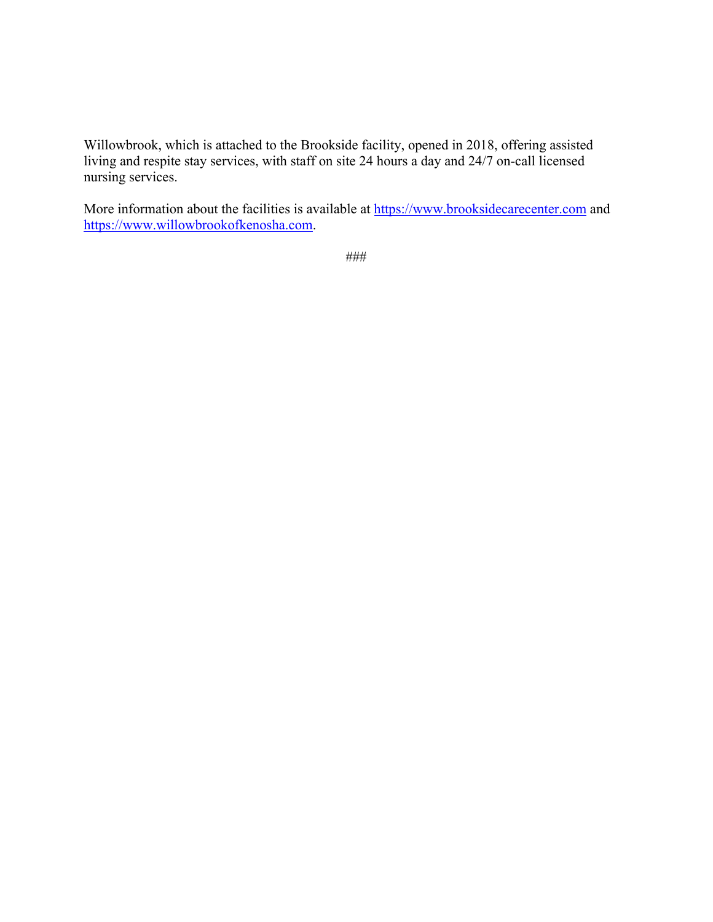Willowbrook, which is attached to the Brookside facility, opened in 2018, offering assisted living and respite stay services, with staff on site 24 hours a day and 24/7 on-call licensed nursing services.

More information about the facilities is available at https://www.brooksidecarecenter.com and https://www.willowbrookofkenosha.com.

###